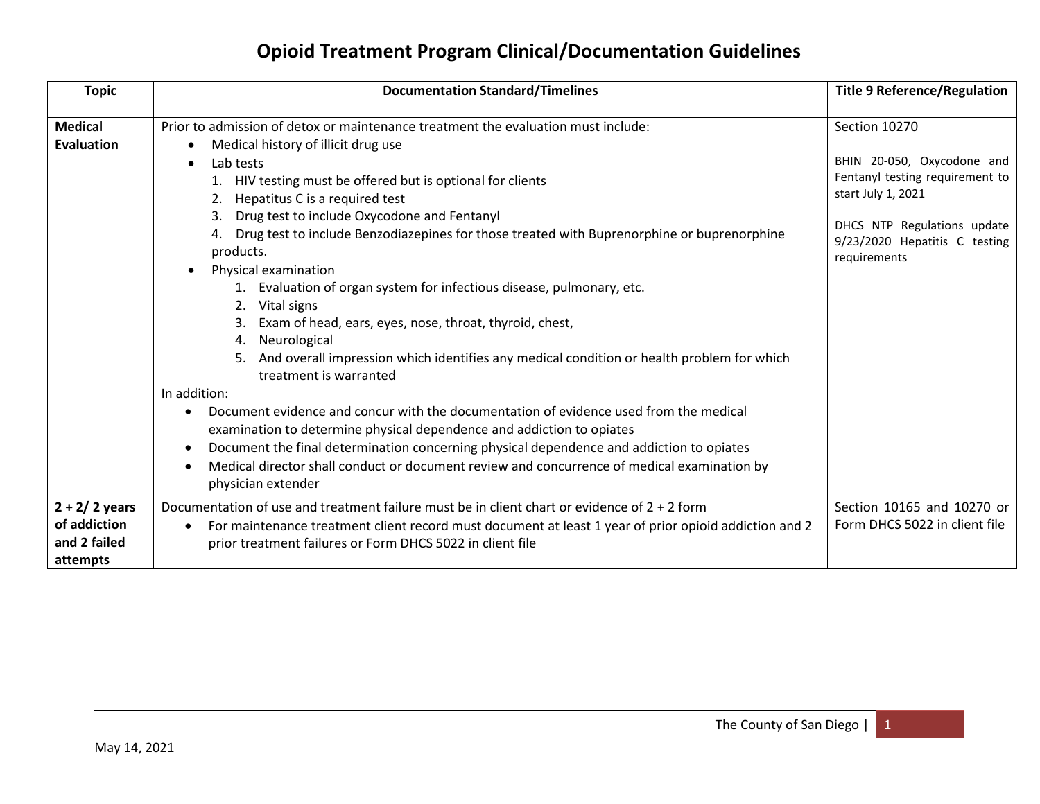# Opioid Treatment Program Clinical/Documentation Guidelines

| Topic | Documentation Standard/Timelines | Title 9 Reference/Regulation |
|---|---|---|
| **Medical Evaluation** | Prior to admission of detox or maintenance treatment the evaluation must include:<br>• Medical history of illicit drug use<br>• Lab tests<br>1. HIV testing must be offered but is optional for clients<br>2. Hepatitus C is a required test<br>3. Drug test to include Oxycodone and Fentanyl<br>4. Drug test to include Benzodiazepines for those treated with Buprenorphine or buprenorphine products.<br>• Physical examination<br>1. Evaluation of organ system for infectious disease, pulmonary, etc.<br>2. Vital signs<br>3. Exam of head, ears, eyes, nose, throat, thyroid, chest,<br>4. Neurological<br>5. And overall impression which identifies any medical condition or health problem for which treatment is warranted<br>In addition:<br>• Document evidence and concur with the documentation of evidence used from the medical examination to determine physical dependence and addiction to opiates<br>• Document the final determination concerning physical dependence and addiction to opiates<br>• Medical director shall conduct or document review and concurrence of medical examination by physician extender | Section 10270<br><br>BHIN 20-050, Oxycodone and Fentanyl testing requirement to start July 1, 2021<br><br>DHCS NTP Regulations update 9/23/2020 Hepatitis C testing requirements |
| **2 + 2/ 2 years of addiction and 2 failed attempts** | Documentation of use and treatment failure must be in client chart or evidence of 2 + 2 form<br>• For maintenance treatment client record must document at least 1 year of prior opioid addiction and 2 prior treatment failures or Form DHCS 5022 in client file | Section 10165 and 10270 or Form DHCS 5022 in client file |

May 14, 2021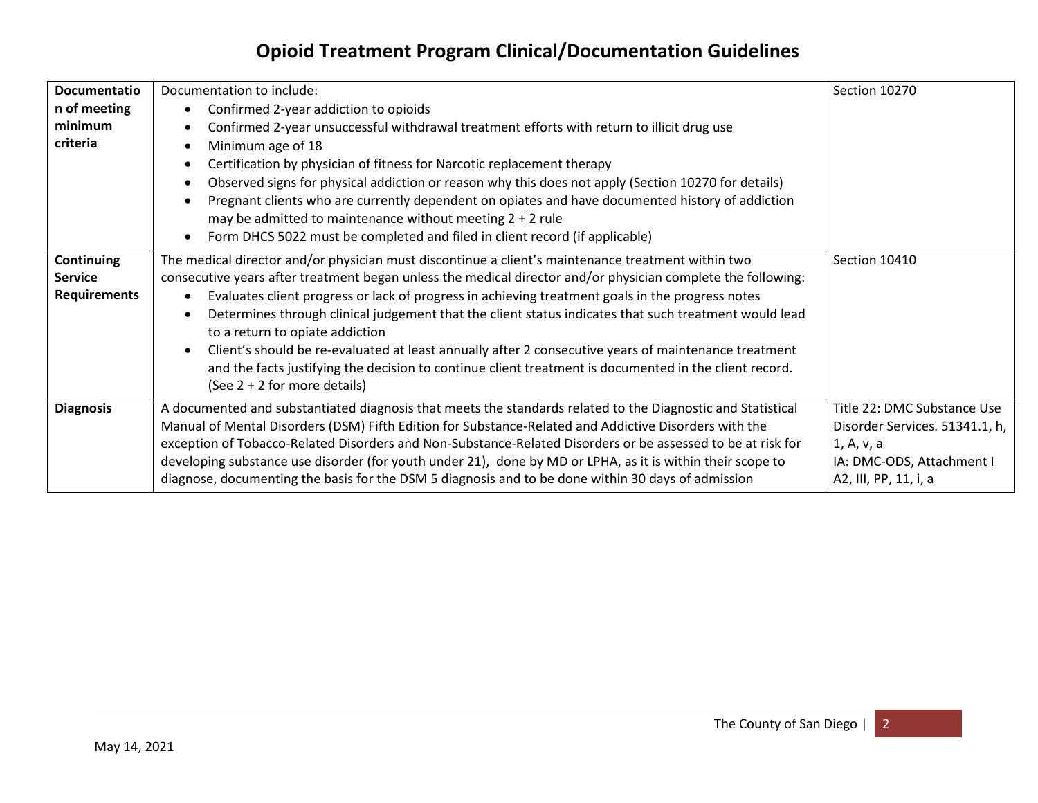# Opioid Treatment Program Clinical/Documentation Guidelines

| | | |
|---|---|---|
| **Documentation of meeting minimum criteria** | Documentation to include:<br>• Confirmed 2-year addiction to opioids<br>• Confirmed 2-year unsuccessful withdrawal treatment efforts with return to illicit drug use<br>• Minimum age of 18<br>• Certification by physician of fitness for Narcotic replacement therapy<br>• Observed signs for physical addiction or reason why this does not apply (Section 10270 for details)<br>• Pregnant clients who are currently dependent on opiates and have documented history of addiction may be admitted to maintenance without meeting 2 + 2 rule<br>• Form DHCS 5022 must be completed and filed in client record (if applicable) | Section 10270 |
| **Continuing Service Requirements** | The medical director and/or physician must discontinue a client's maintenance treatment within two consecutive years after treatment began unless the medical director and/or physician complete the following:<br>• Evaluates client progress or lack of progress in achieving treatment goals in the progress notes<br>• Determines through clinical judgement that the client status indicates that such treatment would lead to a return to opiate addiction<br>• Client's should be re-evaluated at least annually after 2 consecutive years of maintenance treatment and the facts justifying the decision to continue client treatment is documented in the client record. (See 2 + 2 for more details) | Section 10410 |
| **Diagnosis** | A documented and substantiated diagnosis that meets the standards related to the Diagnostic and Statistical Manual of Mental Disorders (DSM) Fifth Edition for Substance-Related and Addictive Disorders with the exception of Tobacco-Related Disorders and Non-Substance-Related Disorders or be assessed to be at risk for developing substance use disorder (for youth under 21), done by MD or LPHA, as it is within their scope to diagnose, documenting the basis for the DSM 5 diagnosis and to be done within 30 days of admission | Title 22: DMC Substance Use Disorder Services. 51341.1, h, 1, A, v, a<br>IA: DMC-ODS, Attachment I A2, III, PP, 11, i, a |

May 14, 2021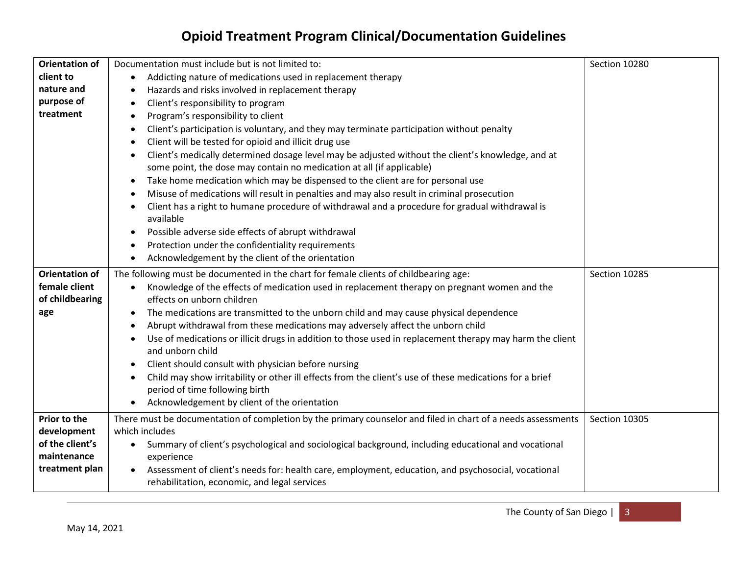| | | |
|---|---|---|
| **Orientation of client to nature and purpose of treatment** | Documentation must include but is not limited to:<br>• Addicting nature of medications used in replacement therapy<br>• Hazards and risks involved in replacement therapy<br>• Client's responsibility to program<br>• Program's responsibility to client<br>• Client's participation is voluntary, and they may terminate participation without penalty<br>• Client will be tested for opioid and illicit drug use<br>• Client's medically determined dosage level may be adjusted without the client's knowledge, and at some point, the dose may contain no medication at all (if applicable)<br>• Take home medication which may be dispensed to the client are for personal use<br>• Misuse of medications will result in penalties and may also result in criminal prosecution<br>• Client has a right to humane procedure of withdrawal and a procedure for gradual withdrawal is available<br>• Possible adverse side effects of abrupt withdrawal<br>• Protection under the confidentiality requirements<br>• Acknowledgement by the client of the orientation | Section 10280 |
| **Orientation of female client of childbearing age** | The following must be documented in the chart for female clients of childbearing age:<br>• Knowledge of the effects of medication used in replacement therapy on pregnant women and the effects on unborn children<br>• The medications are transmitted to the unborn child and may cause physical dependence<br>• Abrupt withdrawal from these medications may adversely affect the unborn child<br>• Use of medications or illicit drugs in addition to those used in replacement therapy may harm the client and unborn child<br>• Client should consult with physician before nursing<br>• Child may show irritability or other ill effects from the client's use of these medications for a brief period of time following birth<br>• Acknowledgement by client of the orientation | Section 10285 |
| **Prior to the development of the client's maintenance treatment plan** | There must be documentation of completion by the primary counselor and filed in chart of a needs assessments which includes<br>• Summary of client's psychological and sociological background, including educational and vocational experience<br>• Assessment of client's needs for: health care, employment, education, and psychosocial, vocational rehabilitation, economic, and legal services | Section 10305 |

May 14, 2021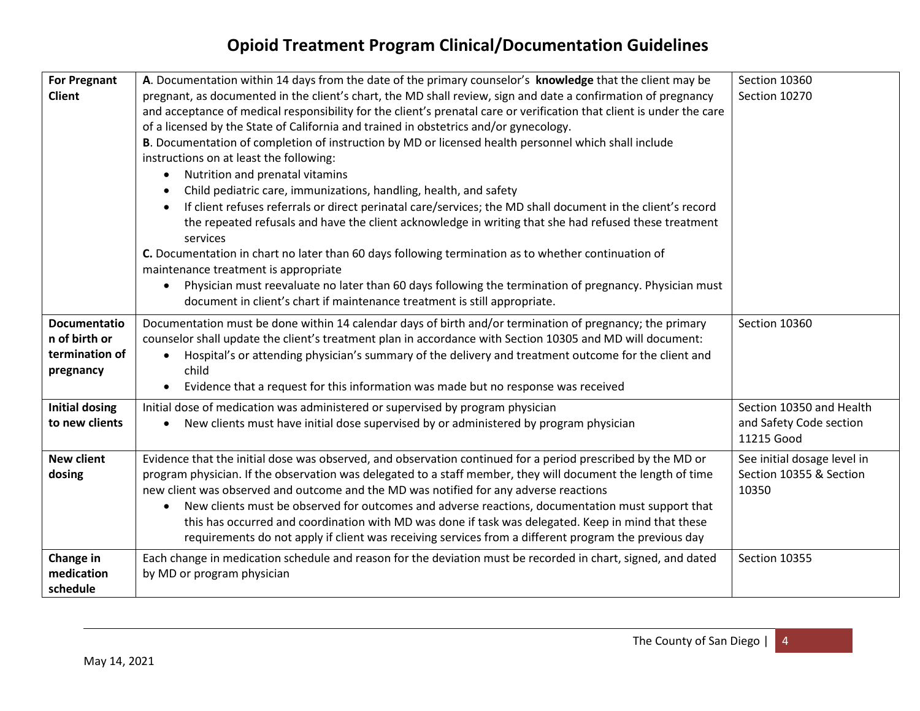# Opioid Treatment Program Clinical/Documentation Guidelines

| | | |
|---|---|---|
| **For Pregnant Client** | **A**. Documentation within 14 days from the date of the primary counselor's **knowledge** that the client may be pregnant, as documented in the client's chart, the MD shall review, sign and date a confirmation of pregnancy and acceptance of medical responsibility for the client's prenatal care or verification that client is under the care of a licensed by the State of California and trained in obstetrics and/or gynecology.<br>**B**. Documentation of completion of instruction by MD or licensed health personnel which shall include instructions on at least the following:<br>• Nutrition and prenatal vitamins<br>• Child pediatric care, immunizations, handling, health, and safety<br>• If client refuses referrals or direct perinatal care/services; the MD shall document in the client's record the repeated refusals and have the client acknowledge in writing that she had refused these treatment services<br>**C.** Documentation in chart no later than 60 days following termination as to whether continuation of maintenance treatment is appropriate<br>• Physician must reevaluate no later than 60 days following the termination of pregnancy. Physician must document in client's chart if maintenance treatment is still appropriate. | Section 10360<br>Section 10270 |
| **Documentation of birth or termination of pregnancy** | Documentation must be done within 14 calendar days of birth and/or termination of pregnancy; the primary counselor shall update the client's treatment plan in accordance with Section 10305 and MD will document:<br>• Hospital's or attending physician's summary of the delivery and treatment outcome for the client and child<br>• Evidence that a request for this information was made but no response was received | Section 10360 |
| **Initial dosing to new clients** | Initial dose of medication was administered or supervised by program physician<br>• New clients must have initial dose supervised by or administered by program physician | Section 10350 and Health and Safety Code section 11215 Good |
| **New client dosing** | Evidence that the initial dose was observed, and observation continued for a period prescribed by the MD or program physician. If the observation was delegated to a staff member, they will document the length of time new client was observed and outcome and the MD was notified for any adverse reactions<br>• New clients must be observed for outcomes and adverse reactions, documentation must support that this has occurred and coordination with MD was done if task was delegated. Keep in mind that these requirements do not apply if client was receiving services from a different program the previous day | See initial dosage level in Section 10355 & Section 10350 |
| **Change in medication schedule** | Each change in medication schedule and reason for the deviation must be recorded in chart, signed, and dated by MD or program physician | Section 10355 |

May 14, 2021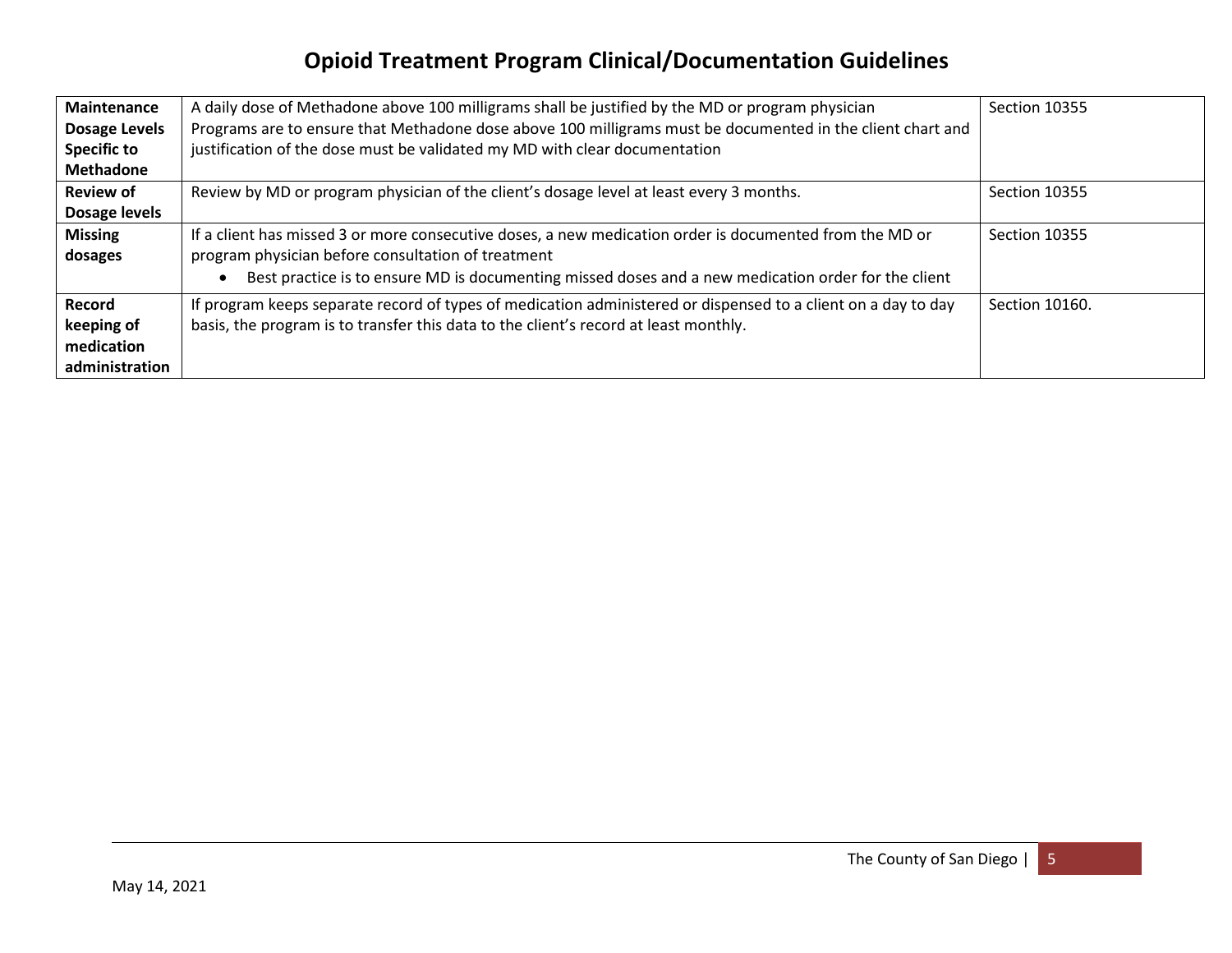# Opioid Treatment Program Clinical/Documentation Guidelines

| | | |
|---|---|---|
| **Maintenance Dosage Levels Specific to Methadone** | A daily dose of Methadone above 100 milligrams shall be justified by the MD or program physician<br>Programs are to ensure that Methadone dose above 100 milligrams must be documented in the client chart and justification of the dose must be validated my MD with clear documentation | Section 10355 |
| **Review of Dosage levels** | Review by MD or program physician of the client's dosage level at least every 3 months. | Section 10355 |
| **Missing dosages** | If a client has missed 3 or more consecutive doses, a new medication order is documented from the MD or program physician before consultation of treatment<br>• Best practice is to ensure MD is documenting missed doses and a new medication order for the client | Section 10355 |
| **Record keeping of medication administration** | If program keeps separate record of types of medication administered or dispensed to a client on a day to day basis, the program is to transfer this data to the client's record at least monthly. | Section 10160. |

May 14, 2021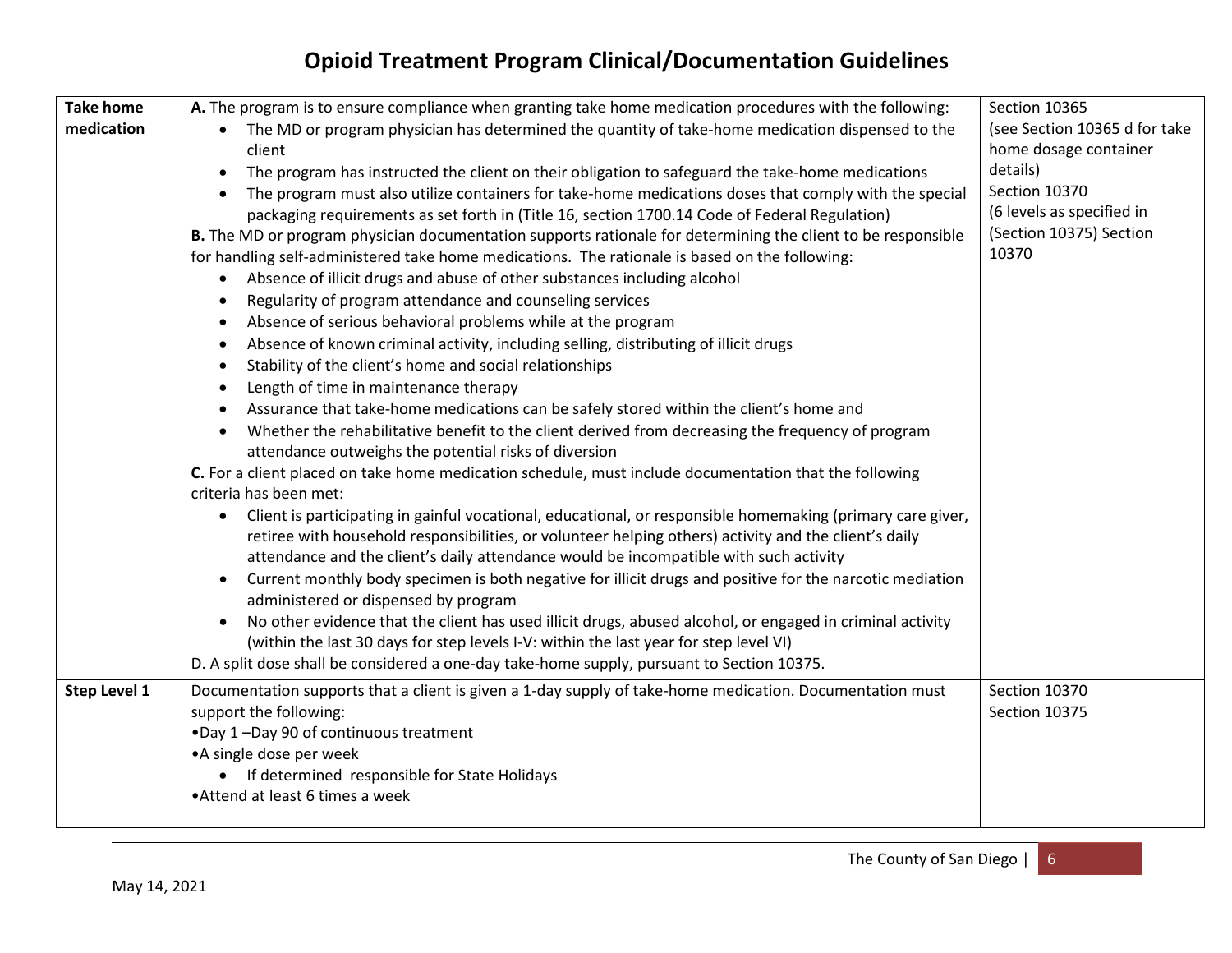# Opioid Treatment Program Clinical/Documentation Guidelines

| | | |
|---|---|---|
| **Take home medication** | **A.** The program is to ensure compliance when granting take home medication procedures with the following:<br>• The MD or program physician has determined the quantity of take-home medication dispensed to the client<br>• The program has instructed the client on their obligation to safeguard the take-home medications<br>• The program must also utilize containers for take-home medications doses that comply with the special packaging requirements as set forth in (Title 16, section 1700.14 Code of Federal Regulation)<br>**B.** The MD or program physician documentation supports rationale for determining the client to be responsible for handling self-administered take home medications. The rationale is based on the following:<br>• Absence of illicit drugs and abuse of other substances including alcohol<br>• Regularity of program attendance and counseling services<br>• Absence of serious behavioral problems while at the program<br>• Absence of known criminal activity, including selling, distributing of illicit drugs<br>• Stability of the client's home and social relationships<br>• Length of time in maintenance therapy<br>• Assurance that take-home medications can be safely stored within the client's home and<br>• Whether the rehabilitative benefit to the client derived from decreasing the frequency of program attendance outweighs the potential risks of diversion<br>**C.** For a client placed on take home medication schedule, must include documentation that the following criteria has been met:<br>• Client is participating in gainful vocational, educational, or responsible homemaking (primary care giver, retiree with household responsibilities, or volunteer helping others) activity and the client's daily attendance and the client's daily attendance would be incompatible with such activity<br>• Current monthly body specimen is both negative for illicit drugs and positive for the narcotic mediation administered or dispensed by program<br>• No other evidence that the client has used illicit drugs, abused alcohol, or engaged in criminal activity (within the last 30 days for step levels I-V: within the last year for step level VI)<br>D. A split dose shall be considered a one-day take-home supply, pursuant to Section 10375. | Section 10365<br>(see Section 10365 d for take home dosage container details)<br>Section 10370<br>(6 levels as specified in (Section 10375) Section 10370 |
| **Step Level 1** | Documentation supports that a client is given a 1-day supply of take-home medication. Documentation must support the following:<br>•Day 1 –Day 90 of continuous treatment<br>•A single dose per week<br>• If determined responsible for State Holidays<br>•Attend at least 6 times a week | Section 10370<br>Section 10375 |

May 14, 2021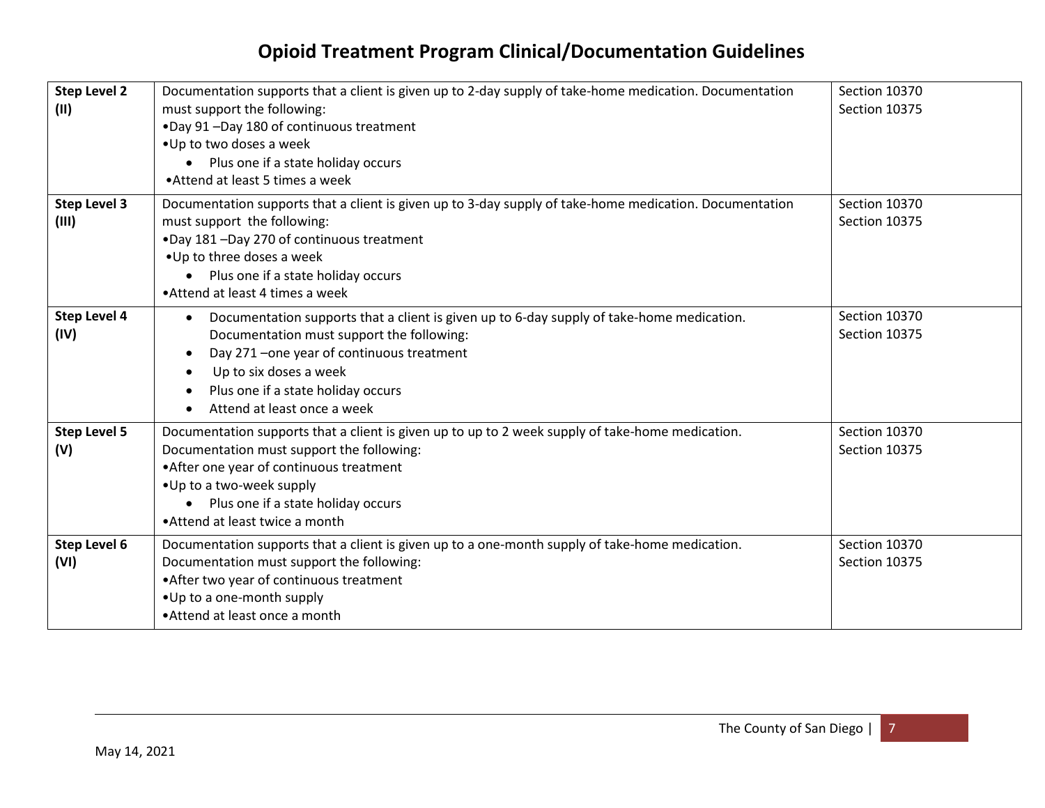| Step Level 2 (II) | Documentation supports that a client is given up to 2-day supply of take-home medication. Documentation must support the following:<br>•Day 91 –Day 180 of continuous treatment<br>•Up to two doses a week<br>• Plus one if a state holiday occurs<br>•Attend at least 5 times a week | Section 10370<br>Section 10375 |
|---|---|---|
| **Step Level 3 (III)** | Documentation supports that a client is given up to 3-day supply of take-home medication. Documentation must support the following:<br>•Day 181 –Day 270 of continuous treatment<br>•Up to three doses a week<br>• Plus one if a state holiday occurs<br>•Attend at least 4 times a week | Section 10370<br>Section 10375 |
| **Step Level 4 (IV)** | • Documentation supports that a client is given up to 6-day supply of take-home medication. Documentation must support the following:<br>• Day 271 –one year of continuous treatment<br>• Up to six doses a week<br>• Plus one if a state holiday occurs<br>• Attend at least once a week | Section 10370<br>Section 10375 |
| **Step Level 5 (V)** | Documentation supports that a client is given up to up to 2 week supply of take-home medication. Documentation must support the following:<br>•After one year of continuous treatment<br>•Up to a two-week supply<br>• Plus one if a state holiday occurs<br>•Attend at least twice a month | Section 10370<br>Section 10375 |
| **Step Level 6 (VI)** | Documentation supports that a client is given up to a one-month supply of take-home medication. Documentation must support the following:<br>•After two year of continuous treatment<br>•Up to a one-month supply<br>•Attend at least once a month | Section 10370<br>Section 10375 |

May 14, 2021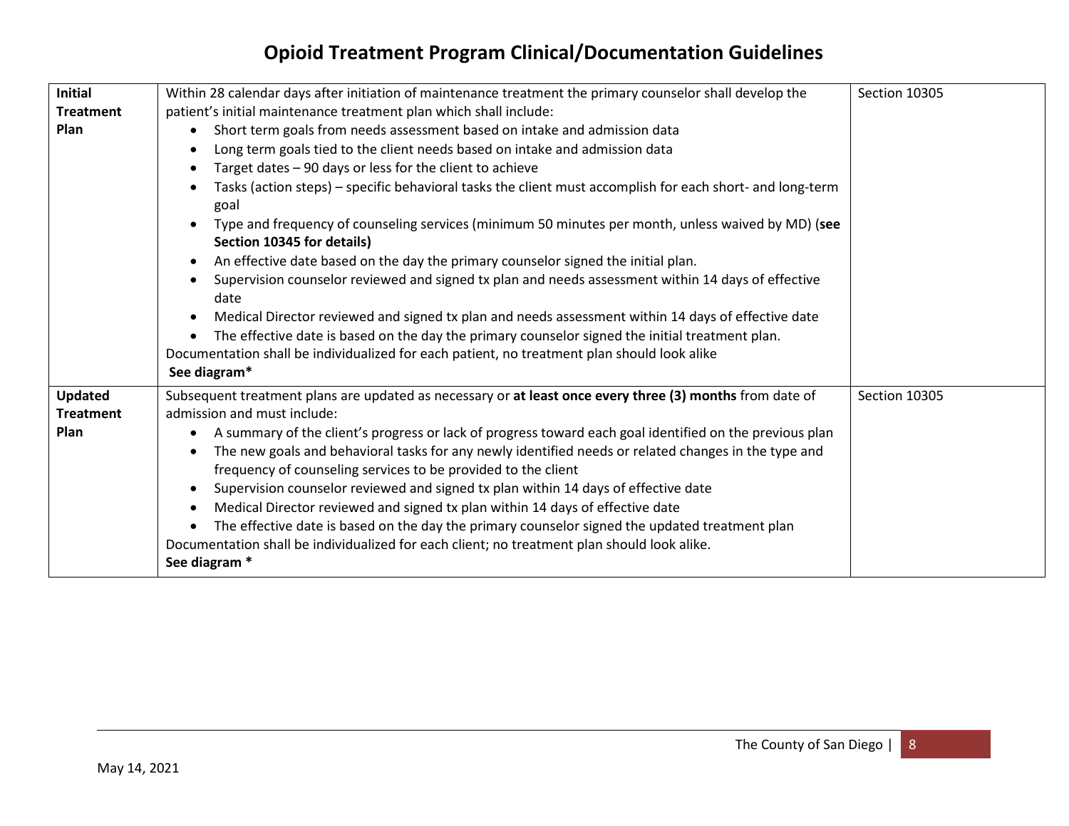# Opioid Treatment Program Clinical/Documentation Guidelines

| | | |
|---|---|---|
| **Initial Treatment Plan** | Within 28 calendar days after initiation of maintenance treatment the primary counselor shall develop the patient's initial maintenance treatment plan which shall include:<br>• Short term goals from needs assessment based on intake and admission data<br>• Long term goals tied to the client needs based on intake and admission data<br>• Target dates – 90 days or less for the client to achieve<br>• Tasks (action steps) – specific behavioral tasks the client must accomplish for each short- and long-term goal<br>• Type and frequency of counseling services (minimum 50 minutes per month, unless waived by MD) (**see Section 10345 for details)**<br>• An effective date based on the day the primary counselor signed the initial plan.<br>• Supervision counselor reviewed and signed tx plan and needs assessment within 14 days of effective date<br>• Medical Director reviewed and signed tx plan and needs assessment within 14 days of effective date<br>• The effective date is based on the day the primary counselor signed the initial treatment plan.<br>Documentation shall be individualized for each patient, no treatment plan should look alike<br>**See diagram*** | Section 10305 |
| **Updated Treatment Plan** | Subsequent treatment plans are updated as necessary or **at least once every three (3) months** from date of admission and must include:<br>• A summary of the client's progress or lack of progress toward each goal identified on the previous plan<br>• The new goals and behavioral tasks for any newly identified needs or related changes in the type and frequency of counseling services to be provided to the client<br>• Supervision counselor reviewed and signed tx plan within 14 days of effective date<br>• Medical Director reviewed and signed tx plan within 14 days of effective date<br>• The effective date is based on the day the primary counselor signed the updated treatment plan<br>Documentation shall be individualized for each client; no treatment plan should look alike.<br>**See diagram *** | Section 10305 |

May 14, 2021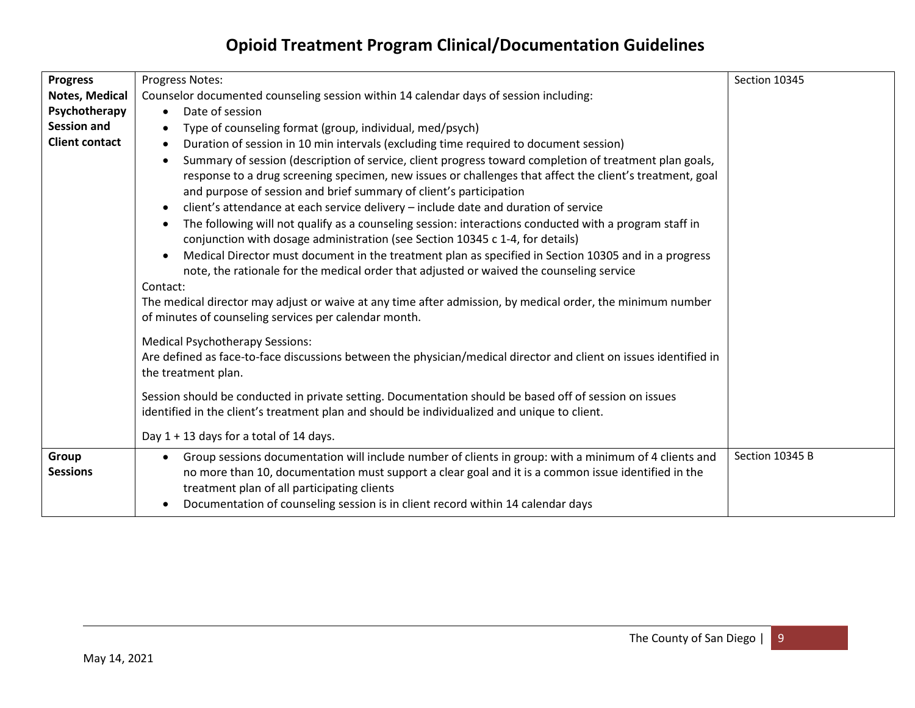# Opioid Treatment Program Clinical/Documentation Guidelines

| | | |
|---|---|---|
| **Progress Notes, Medical Psychotherapy Session and Client contact** | Progress Notes:<br>Counselor documented counseling session within 14 calendar days of session including:<br>• Date of session<br>• Type of counseling format (group, individual, med/psych)<br>• Duration of session in 10 min intervals (excluding time required to document session)<br>• Summary of session (description of service, client progress toward completion of treatment plan goals, response to a drug screening specimen, new issues or challenges that affect the client's treatment, goal and purpose of session and brief summary of client's participation<br>• client's attendance at each service delivery – include date and duration of service<br>• The following will not qualify as a counseling session: interactions conducted with a program staff in conjunction with dosage administration (see Section 10345 c 1-4, for details)<br>• Medical Director must document in the treatment plan as specified in Section 10305 and in a progress note, the rationale for the medical order that adjusted or waived the counseling service<br>Contact:<br>The medical director may adjust or waive at any time after admission, by medical order, the minimum number of minutes of counseling services per calendar month.<br><br>Medical Psychotherapy Sessions:<br>Are defined as face-to-face discussions between the physician/medical director and client on issues identified in the treatment plan.<br><br>Session should be conducted in private setting. Documentation should be based off of session on issues identified in the client's treatment plan and should be individualized and unique to client.<br><br>Day 1 + 13 days for a total of 14 days. | Section 10345 |
| **Group Sessions** | • Group sessions documentation will include number of clients in group: with a minimum of 4 clients and no more than 10, documentation must support a clear goal and it is a common issue identified in the treatment plan of all participating clients<br>• Documentation of counseling session is in client record within 14 calendar days | Section 10345 B |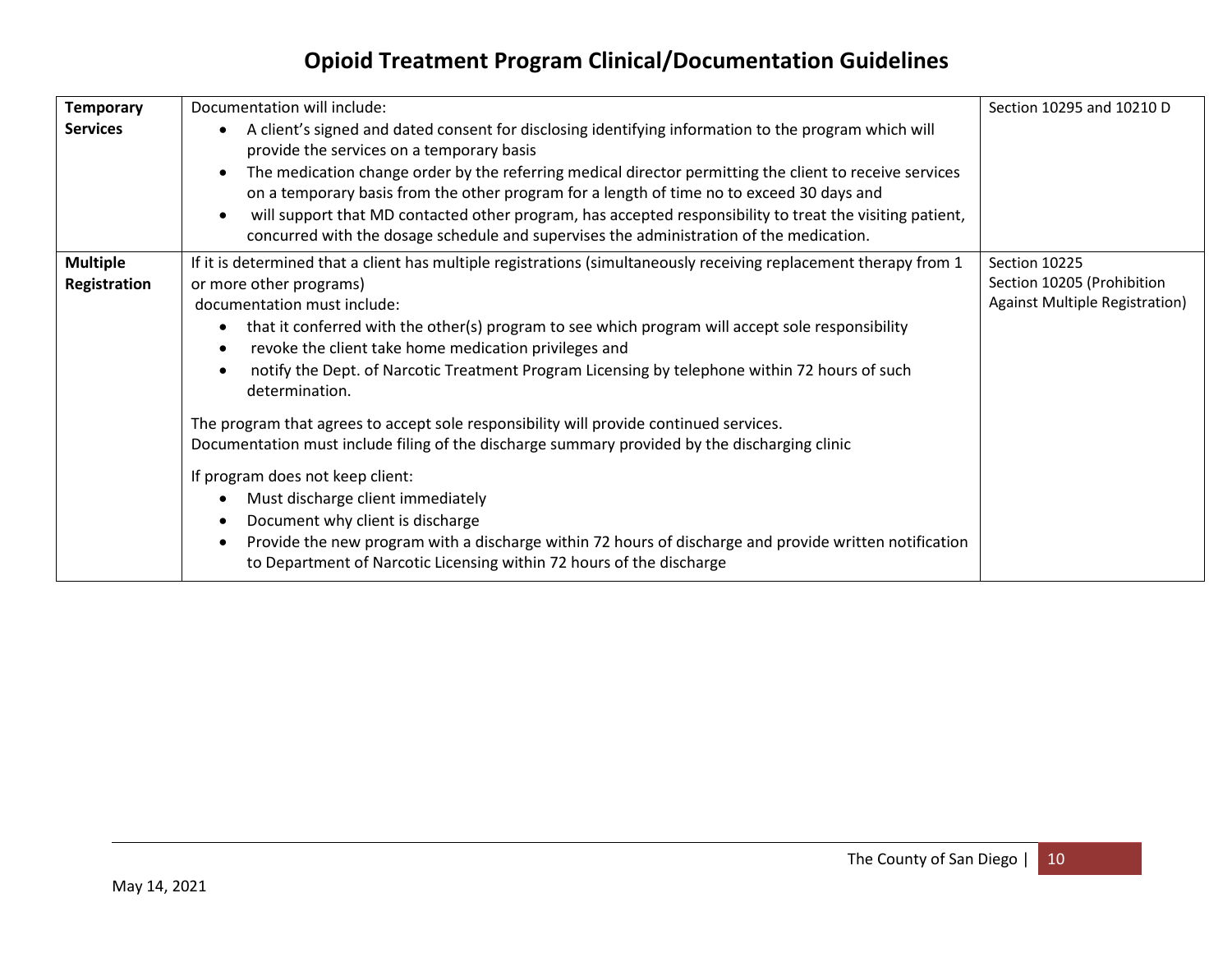# Opioid Treatment Program Clinical/Documentation Guidelines

| | | |
|---|---|---|
| **Temporary Services** | Documentation will include:<br>• A client's signed and dated consent for disclosing identifying information to the program which will provide the services on a temporary basis<br>• The medication change order by the referring medical director permitting the client to receive services on a temporary basis from the other program for a length of time no to exceed 30 days and<br>• will support that MD contacted other program, has accepted responsibility to treat the visiting patient, concurred with the dosage schedule and supervises the administration of the medication. | Section 10295 and 10210 D |
| **Multiple Registration** | If it is determined that a client has multiple registrations (simultaneously receiving replacement therapy from 1 or more other programs)<br>documentation must include:<br>• that it conferred with the other(s) program to see which program will accept sole responsibility<br>• revoke the client take home medication privileges and<br>• notify the Dept. of Narcotic Treatment Program Licensing by telephone within 72 hours of such determination.<br><br>The program that agrees to accept sole responsibility will provide continued services.<br>Documentation must include filing of the discharge summary provided by the discharging clinic<br><br>If program does not keep client:<br>• Must discharge client immediately<br>• Document why client is discharge<br>• Provide the new program with a discharge within 72 hours of discharge and provide written notification to Department of Narcotic Licensing within 72 hours of the discharge | Section 10225<br>Section 10205 (Prohibition Against Multiple Registration) |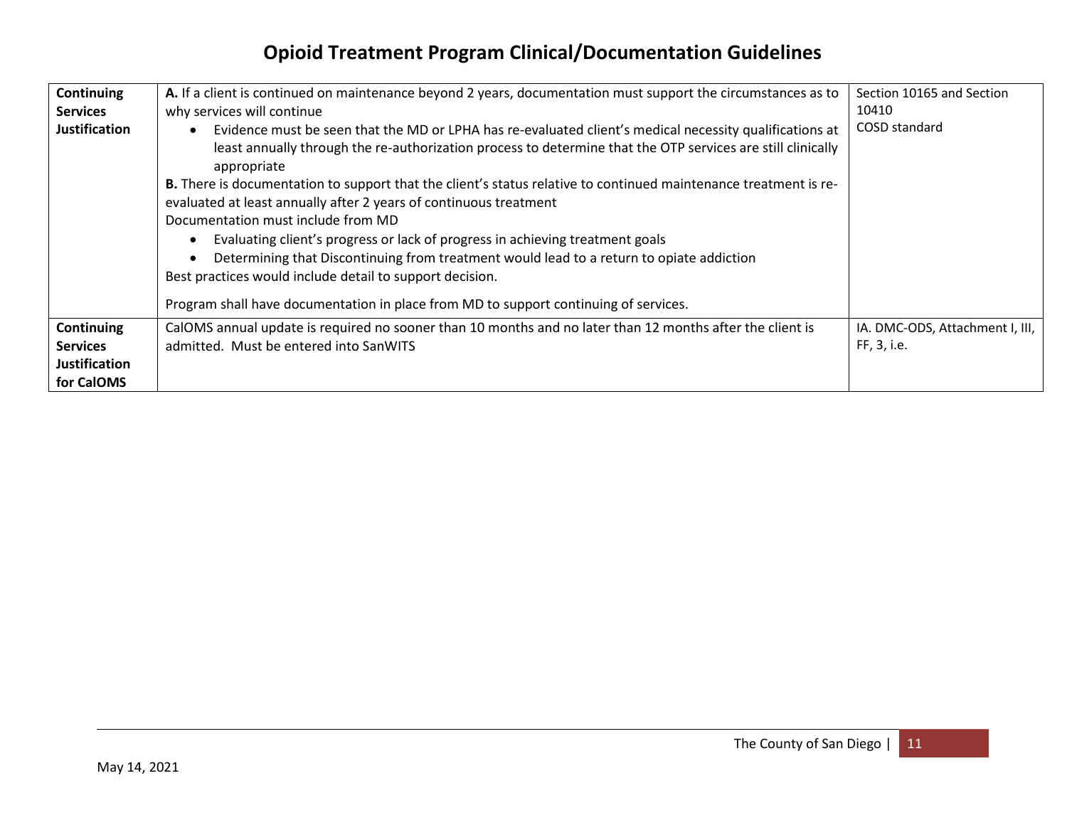# Opioid Treatment Program Clinical/Documentation Guidelines

| | | |
|---|---|---|
| **Continuing Services Justification** | **A.** If a client is continued on maintenance beyond 2 years, documentation must support the circumstances as to why services will continue<br>• Evidence must be seen that the MD or LPHA has re-evaluated client's medical necessity qualifications at least annually through the re-authorization process to determine that the OTP services are still clinically appropriate<br>**B.** There is documentation to support that the client's status relative to continued maintenance treatment is re-evaluated at least annually after 2 years of continuous treatment<br>Documentation must include from MD<br>• Evaluating client's progress or lack of progress in achieving treatment goals<br>• Determining that Discontinuing from treatment would lead to a return to opiate addiction<br>Best practices would include detail to support decision.<br><br>Program shall have documentation in place from MD to support continuing of services. | Section 10165 and Section 10410<br>COSD standard |
| **Continuing Services Justification for CalOMS** | CalOMS annual update is required no sooner than 10 months and no later than 12 months after the client is admitted. Must be entered into SanWITS | IA. DMC-ODS, Attachment I, III, FF, 3, i.e. |

May 14, 2021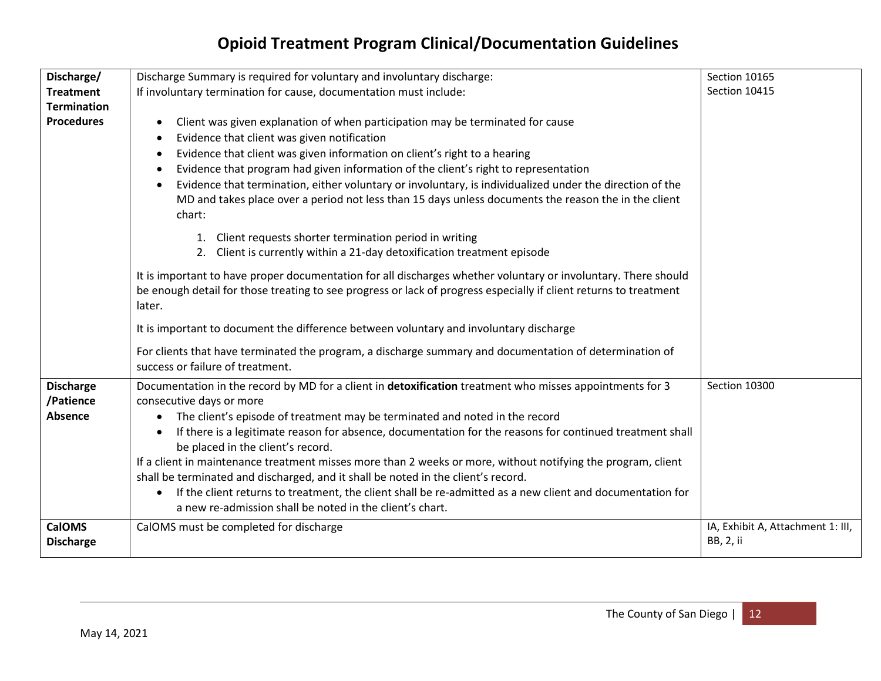# Opioid Treatment Program Clinical/Documentation Guidelines

| | | |
|---|---|---|
| **Discharge/ Treatment Termination Procedures** | Discharge Summary is required for voluntary and involuntary discharge:<br>If involuntary termination for cause, documentation must include:<br><br>• Client was given explanation of when participation may be terminated for cause<br>• Evidence that client was given notification<br>• Evidence that client was given information on client's right to a hearing<br>• Evidence that program had given information of the client's right to representation<br>• Evidence that termination, either voluntary or involuntary, is individualized under the direction of the MD and takes place over a period not less than 15 days unless documents the reason the in the client chart:<br>&nbsp;&nbsp;&nbsp;&nbsp;1. Client requests shorter termination period in writing<br>&nbsp;&nbsp;&nbsp;&nbsp;2. Client is currently within a 21-day detoxification treatment episode<br><br>It is important to have proper documentation for all discharges whether voluntary or involuntary. There should be enough detail for those treating to see progress or lack of progress especially if client returns to treatment later.<br><br>It is important to document the difference between voluntary and involuntary discharge<br><br>For clients that have terminated the program, a discharge summary and documentation of determination of success or failure of treatment. | Section 10165<br>Section 10415 |
| **Discharge /Patience Absence** | Documentation in the record by MD for a client in **detoxification** treatment who misses appointments for 3 consecutive days or more<br>• The client's episode of treatment may be terminated and noted in the record<br>• If there is a legitimate reason for absence, documentation for the reasons for continued treatment shall be placed in the client's record.<br>If a client in maintenance treatment misses more than 2 weeks or more, without notifying the program, client shall be terminated and discharged, and it shall be noted in the client's record.<br>• If the client returns to treatment, the client shall be re-admitted as a new client and documentation for a new re-admission shall be noted in the client's chart. | Section 10300 |
| **CalOMS Discharge** | CalOMS must be completed for discharge | IA, Exhibit A, Attachment 1: III, BB, 2, ii |

May 14, 2021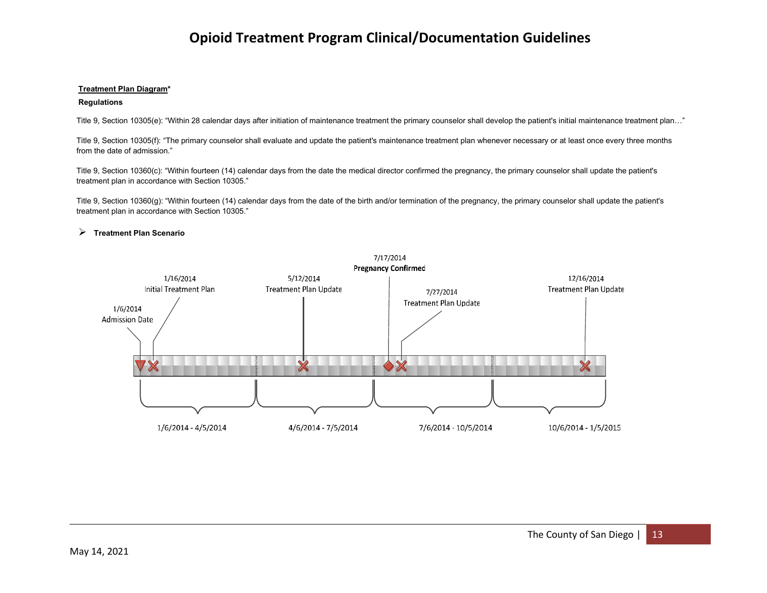# Opioid Treatment Program Clinical/Documentation Guidelines

**Treatment Plan Diagram***

**Regulations**

Title 9, Section 10305(e): "Within 28 calendar days after initiation of maintenance treatment the primary counselor shall develop the patient's initial maintenance treatment plan…"

Title 9, Section 10305(f): "The primary counselor shall evaluate and update the patient's maintenance treatment plan whenever necessary or at least once every three months from the date of admission."

Title 9, Section 10360(c): "Within fourteen (14) calendar days from the date the medical director confirmed the pregnancy, the primary counselor shall update the patient's treatment plan in accordance with Section 10305."

Title 9, Section 10360(g): "Within fourteen (14) calendar days from the date of the birth and/or termination of the pregnancy, the primary counselor shall update the patient's treatment plan in accordance with Section 10305."

- **Treatment Plan Scenario**

7/17/2014
Pregnancy Confirmed

1/16/2014
Initial Treatment Plan

5/12/2014
Treatment Plan Update

7/27/2014
Treatment Plan Update

12/16/2014
Treatment Plan Update

1/6/2014
Admission Date

1/6/2014 - 4/5/2014

4/6/2014 - 7/5/2014

7/6/2014 - 10/5/2014

10/6/2014 - 1/5/2015

May 14, 2021